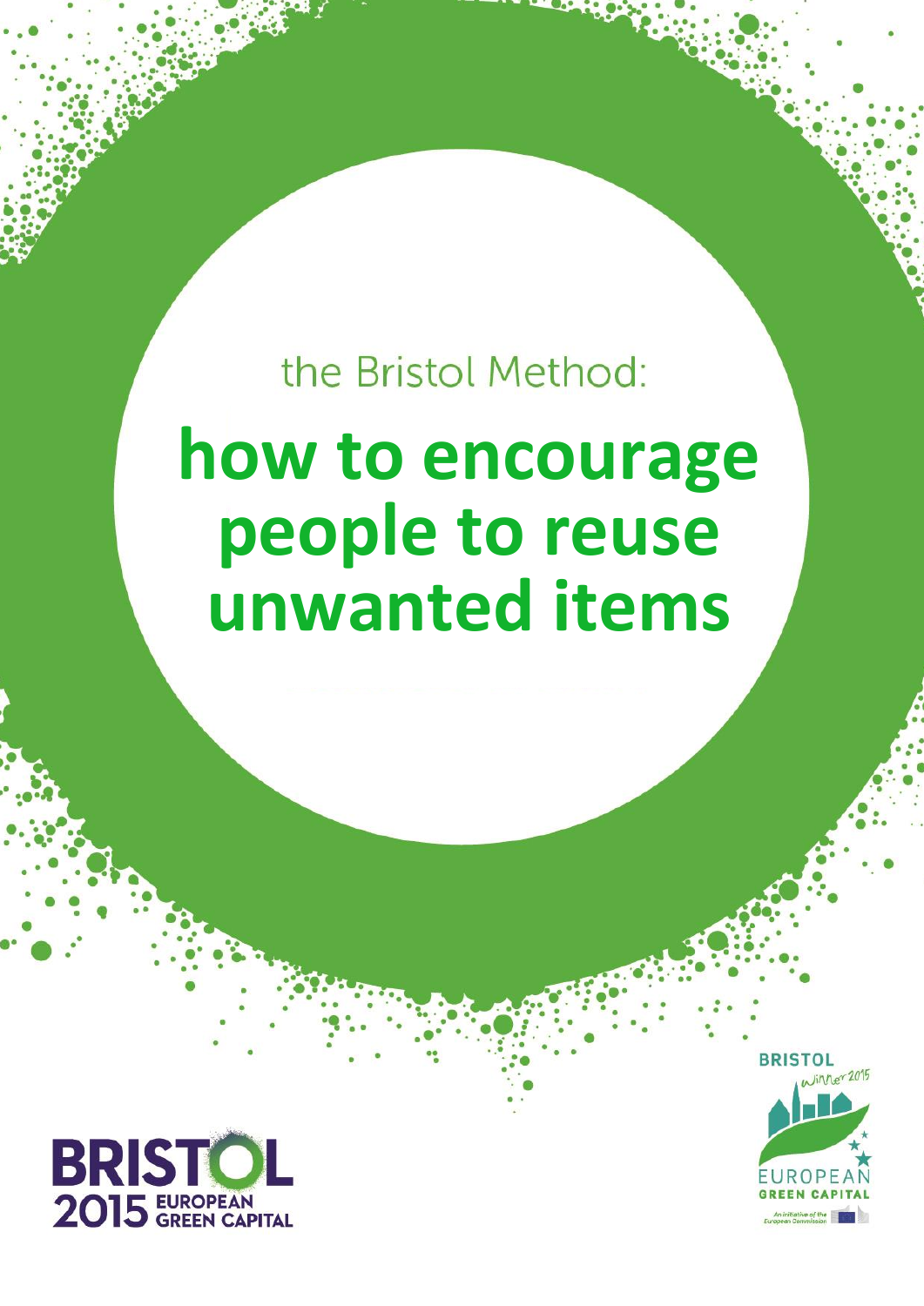the Bristol Method:

# how to encourage people to reuse unwanted items

BRISTOL 2015 EUROPEAN GREEN CAPITAL

BRISTOL winner 2015 EUROPEAN GREEN CAPITAL

An initiative of the European Commission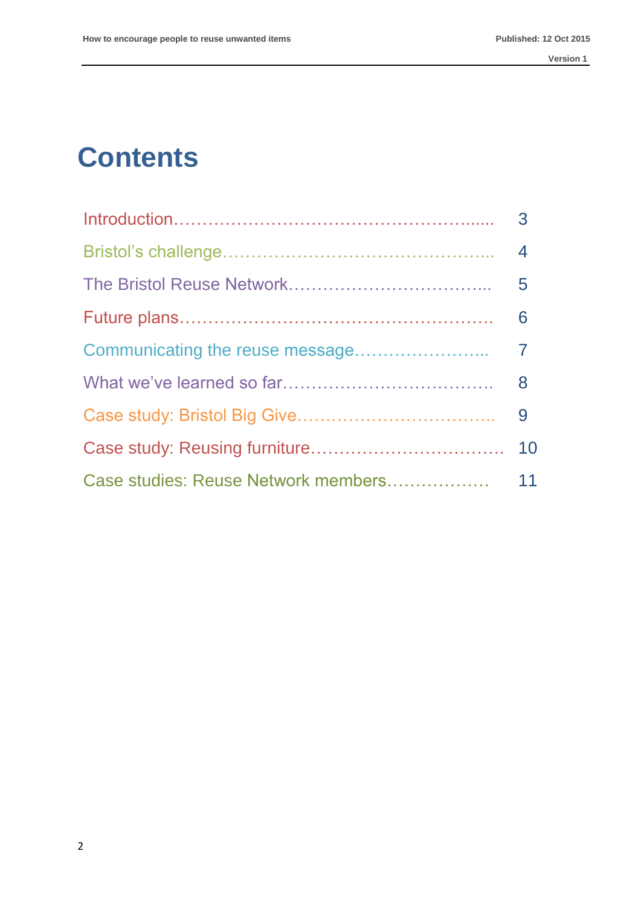# Contents

| | |
|---|---|
| Introduction | 3 |
| Bristol's challenge | 4 |
| The Bristol Reuse Network | 5 |
| Future plans | 6 |
| Communicating the reuse message | 7 |
| What we've learned so far | 8 |
| Case study: Bristol Big Give | 9 |
| Case study: Reusing furniture | 10 |
| Case studies: Reuse Network members | 11 |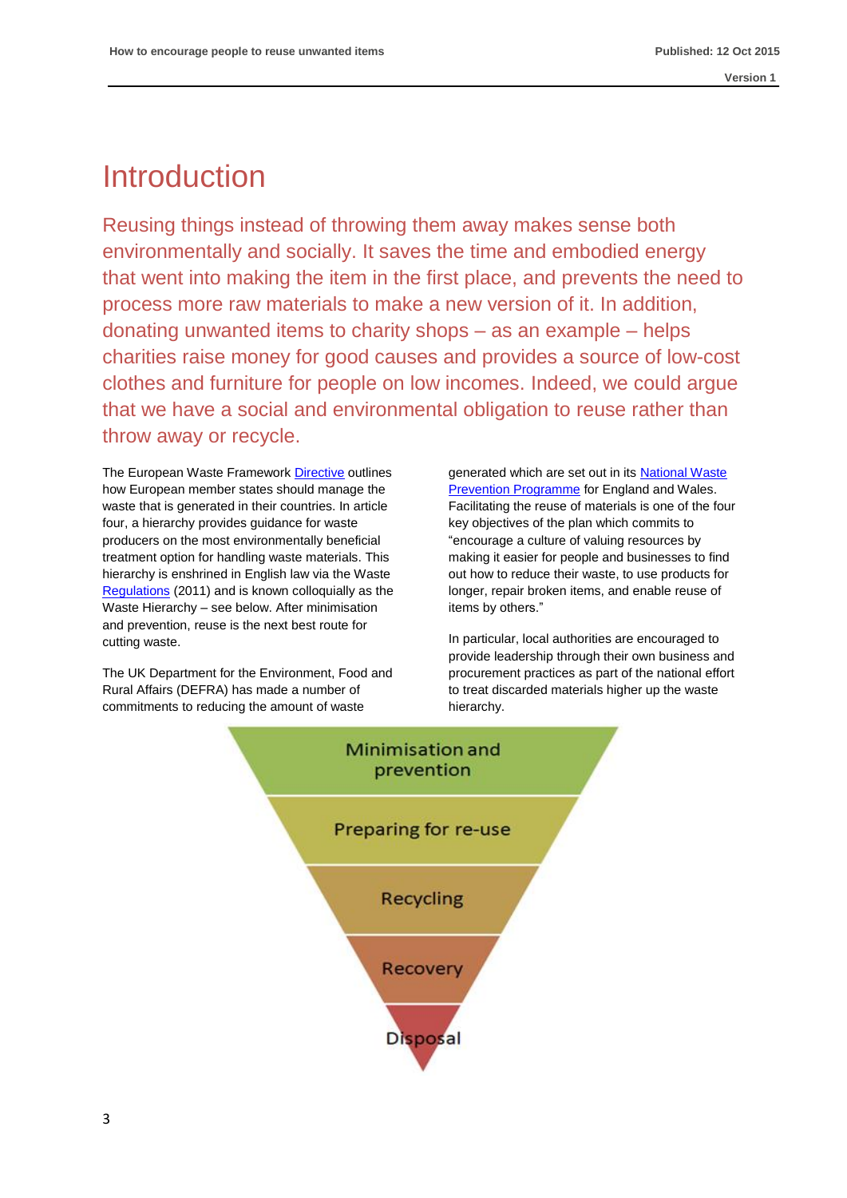# Introduction

Reusing things instead of throwing them away makes sense both environmentally and socially. It saves the time and embodied energy that went into making the item in the first place, and prevents the need to process more raw materials to make a new version of it. In addition, donating unwanted items to charity shops – as an example – helps charities raise money for good causes and provides a source of low-cost clothes and furniture for people on low incomes. Indeed, we could argue that we have a social and environmental obligation to reuse rather than throw away or recycle.

The European Waste Framework Directive outlines how European member states should manage the waste that is generated in their countries. In article four, a hierarchy provides guidance for waste producers on the most environmentally beneficial treatment option for handling waste materials. This hierarchy is enshrined in English law via the Waste Regulations (2011) and is known colloquially as the Waste Hierarchy – see below. After minimisation and prevention, reuse is the next best route for cutting waste.

The UK Department for the Environment, Food and Rural Affairs (DEFRA) has made a number of commitments to reducing the amount of waste generated which are set out in its National Waste Prevention Programme for England and Wales. Facilitating the reuse of materials is one of the four key objectives of the plan which commits to "encourage a culture of valuing resources by making it easier for people and businesses to find out how to reduce their waste, to use products for longer, repair broken items, and enable reuse of items by others."

In particular, local authorities are encouraged to provide leadership through their own business and procurement practices as part of the national effort to treat discarded materials higher up the waste hierarchy.

- Minimisation and prevention
- Preparing for re-use
- Recycling
- Recovery
- Disposal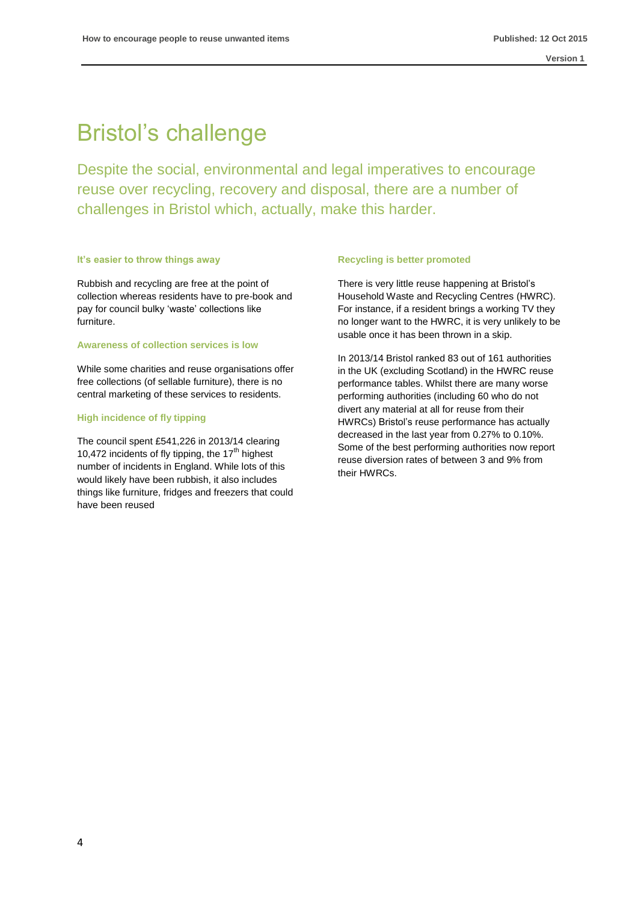# Bristol's challenge

Despite the social, environmental and legal imperatives to encourage reuse over recycling, recovery and disposal, there are a number of challenges in Bristol which, actually, make this harder.

### It's easier to throw things away

Rubbish and recycling are free at the point of collection whereas residents have to pre-book and pay for council bulky 'waste' collections like furniture.

### Awareness of collection services is low

While some charities and reuse organisations offer free collections (of sellable furniture), there is no central marketing of these services to residents.

### High incidence of fly tipping

The council spent £541,226 in 2013/14 clearing 10,472 incidents of fly tipping, the 17th highest number of incidents in England. While lots of this would likely have been rubbish, it also includes things like furniture, fridges and freezers that could have been reused

### Recycling is better promoted

There is very little reuse happening at Bristol's Household Waste and Recycling Centres (HWRC). For instance, if a resident brings a working TV they no longer want to the HWRC, it is very unlikely to be usable once it has been thrown in a skip.

In 2013/14 Bristol ranked 83 out of 161 authorities in the UK (excluding Scotland) in the HWRC reuse performance tables. Whilst there are many worse performing authorities (including 60 who do not divert any material at all for reuse from their HWRCs) Bristol's reuse performance has actually decreased in the last year from 0.27% to 0.10%. Some of the best performing authorities now report reuse diversion rates of between 3 and 9% from their HWRCs.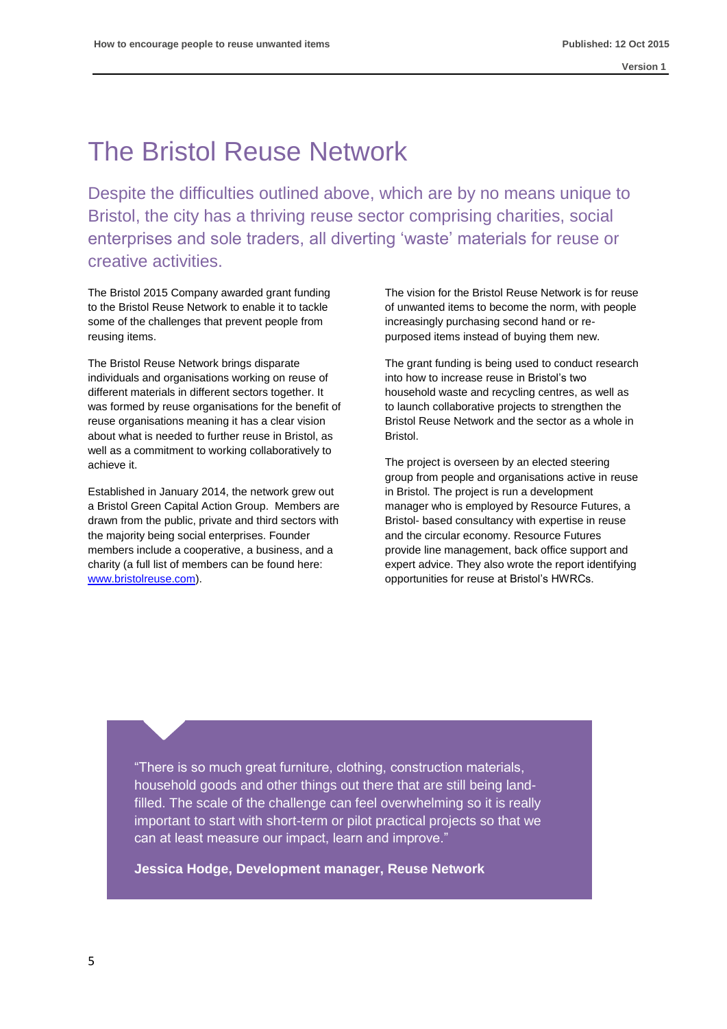# The Bristol Reuse Network

Despite the difficulties outlined above, which are by no means unique to Bristol, the city has a thriving reuse sector comprising charities, social enterprises and sole traders, all diverting 'waste' materials for reuse or creative activities.

The Bristol 2015 Company awarded grant funding to the Bristol Reuse Network to enable it to tackle some of the challenges that prevent people from reusing items.

The Bristol Reuse Network brings disparate individuals and organisations working on reuse of different materials in different sectors together. It was formed by reuse organisations for the benefit of reuse organisations meaning it has a clear vision about what is needed to further reuse in Bristol, as well as a commitment to working collaboratively to achieve it.

Established in January 2014, the network grew out a Bristol Green Capital Action Group. Members are drawn from the public, private and third sectors with the majority being social enterprises. Founder members include a cooperative, a business, and a charity (a full list of members can be found here: [www.bristolreuse.com](www.bristolreuse.com)).

The vision for the Bristol Reuse Network is for reuse of unwanted items to become the norm, with people increasingly purchasing second hand or re-purposed items instead of buying them new.

The grant funding is being used to conduct research into how to increase reuse in Bristol's two household waste and recycling centres, as well as to launch collaborative projects to strengthen the Bristol Reuse Network and the sector as a whole in Bristol.

The project is overseen by an elected steering group from people and organisations active in reuse in Bristol. The project is run a development manager who is employed by Resource Futures, a Bristol- based consultancy with expertise in reuse and the circular economy. Resource Futures provide line management, back office support and expert advice. They also wrote the report identifying opportunities for reuse at Bristol's HWRCs.

> "There is so much great furniture, clothing, construction materials, household goods and other things out there that are still being land-filled. The scale of the challenge can feel overwhelming so it is really important to start with short-term or pilot practical projects so that we can at least measure our impact, learn and improve."
>
> **Jessica Hodge, Development manager, Reuse Network**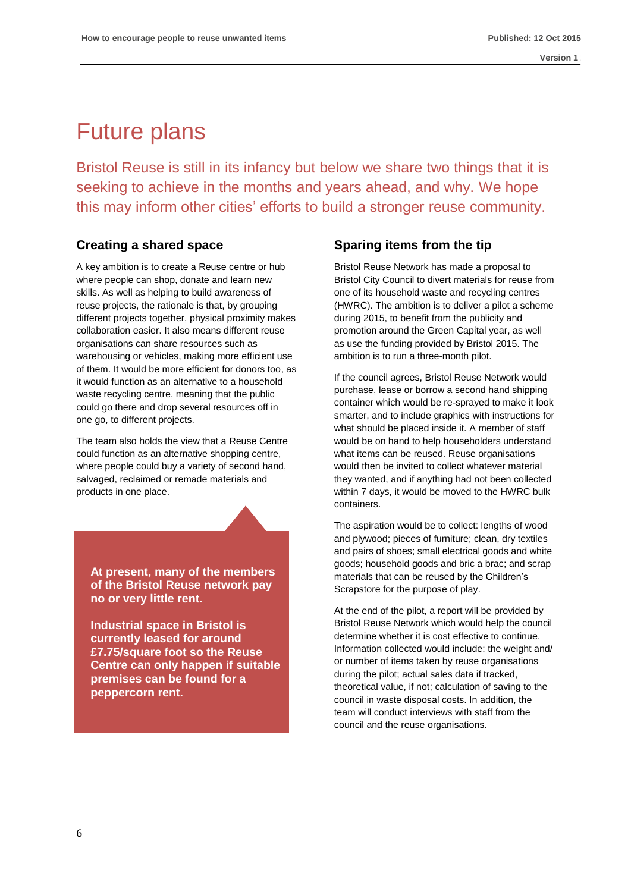# Future plans

Bristol Reuse is still in its infancy but below we share two things that it is seeking to achieve in the months and years ahead, and why. We hope this may inform other cities' efforts to build a stronger reuse community.

## Creating a shared space

A key ambition is to create a Reuse centre or hub where people can shop, donate and learn new skills. As well as helping to build awareness of reuse projects, the rationale is that, by grouping different projects together, physical proximity makes collaboration easier. It also means different reuse organisations can share resources such as warehousing or vehicles, making more efficient use of them. It would be more efficient for donors too, as it would function as an alternative to a household waste recycling centre, meaning that the public could go there and drop several resources off in one go, to different projects.

The team also holds the view that a Reuse Centre could function as an alternative shopping centre, where people could buy a variety of second hand, salvaged, reclaimed or remade materials and products in one place.

**At present, many of the members of the Bristol Reuse network pay no or very little rent.**

**Industrial space in Bristol is currently leased for around £7.75/square foot so the Reuse Centre can only happen if suitable premises can be found for a peppercorn rent.**

## Sparing items from the tip

Bristol Reuse Network has made a proposal to Bristol City Council to divert materials for reuse from one of its household waste and recycling centres (HWRC). The ambition is to deliver a pilot a scheme during 2015, to benefit from the publicity and promotion around the Green Capital year, as well as use the funding provided by Bristol 2015. The ambition is to run a three-month pilot.

If the council agrees, Bristol Reuse Network would purchase, lease or borrow a second hand shipping container which would be re-sprayed to make it look smarter, and to include graphics with instructions for what should be placed inside it. A member of staff would be on hand to help householders understand what items can be reused. Reuse organisations would then be invited to collect whatever material they wanted, and if anything had not been collected within 7 days, it would be moved to the HWRC bulk containers.

The aspiration would be to collect: lengths of wood and plywood; pieces of furniture; clean, dry textiles and pairs of shoes; small electrical goods and white goods; household goods and bric a brac; and scrap materials that can be reused by the Children's Scrapstore for the purpose of play.

At the end of the pilot, a report will be provided by Bristol Reuse Network which would help the council determine whether it is cost effective to continue. Information collected would include: the weight and/or number of items taken by reuse organisations during the pilot; actual sales data if tracked, theoretical value, if not; calculation of saving to the council in waste disposal costs. In addition, the team will conduct interviews with staff from the council and the reuse organisations.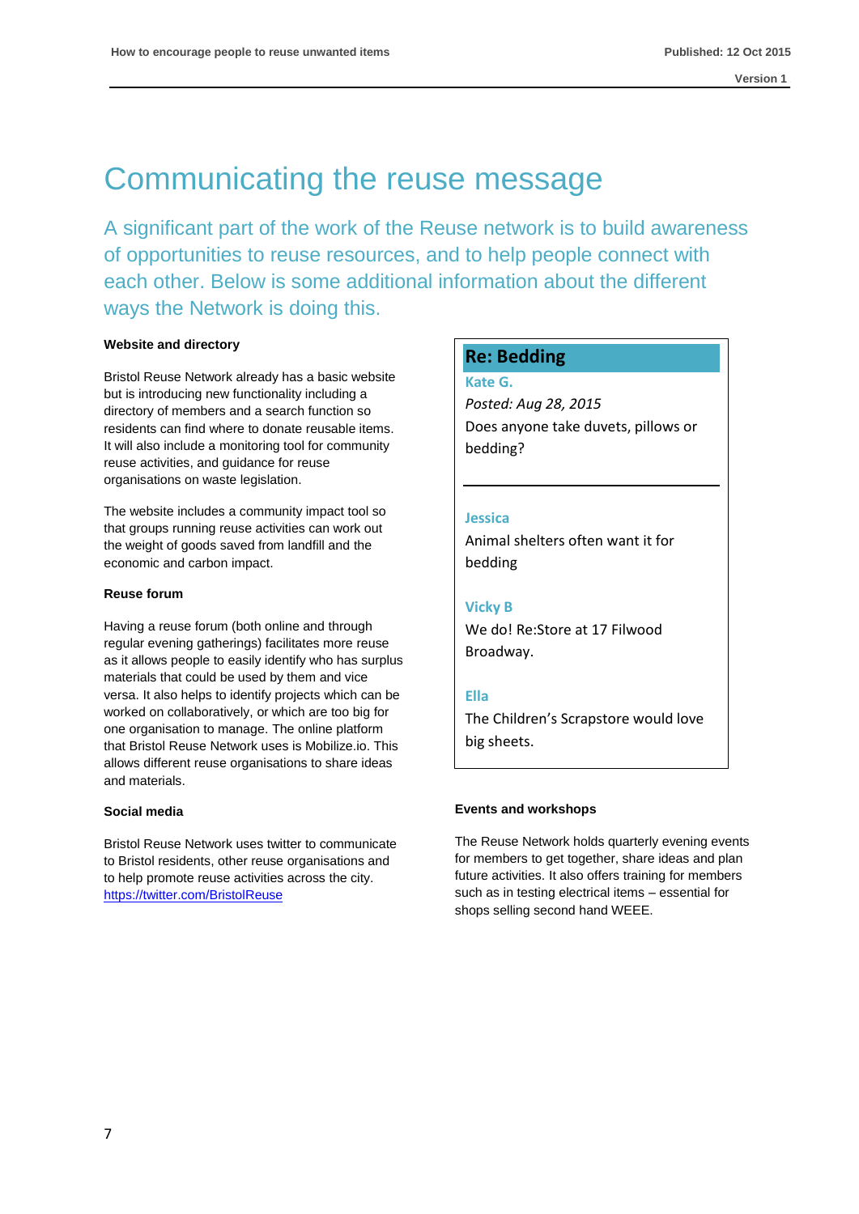# Communicating the reuse message

A significant part of the work of the Reuse network is to build awareness of opportunities to reuse resources, and to help people connect with each other. Below is some additional information about the different ways the Network is doing this.

**Website and directory**

Bristol Reuse Network already has a basic website but is introducing new functionality including a directory of members and a search function so residents can find where to donate reusable items. It will also include a monitoring tool for community reuse activities, and guidance for reuse organisations on waste legislation.

The website includes a community impact tool so that groups running reuse activities can work out the weight of goods saved from landfill and the economic and carbon impact.

**Reuse forum**

Having a reuse forum (both online and through regular evening gatherings) facilitates more reuse as it allows people to easily identify who has surplus materials that could be used by them and vice versa. It also helps to identify projects which can be worked on collaboratively, or which are too big for one organisation to manage. The online platform that Bristol Reuse Network uses is Mobilize.io. This allows different reuse organisations to share ideas and materials.

**Social media**

Bristol Reuse Network uses twitter to communicate to Bristol residents, other reuse organisations and to help promote reuse activities across the city. [https://twitter.com/BristolReuse](https://twitter.com/BristolReuse)

> **Re: Bedding**
>
> **Kate G.**
>
> *Posted: Aug 28, 2015*
>
> Does anyone take duvets, pillows or bedding?
>
> ---
>
> **Jessica**
>
> Animal shelters often want it for bedding
>
> **Vicky B**
>
> We do! Re:Store at 17 Filwood Broadway.
>
> **Ella**
>
> The Children's Scrapstore would love big sheets.

**Events and workshops**

The Reuse Network holds quarterly evening events for members to get together, share ideas and plan future activities. It also offers training for members such as in testing electrical items – essential for shops selling second hand WEEE.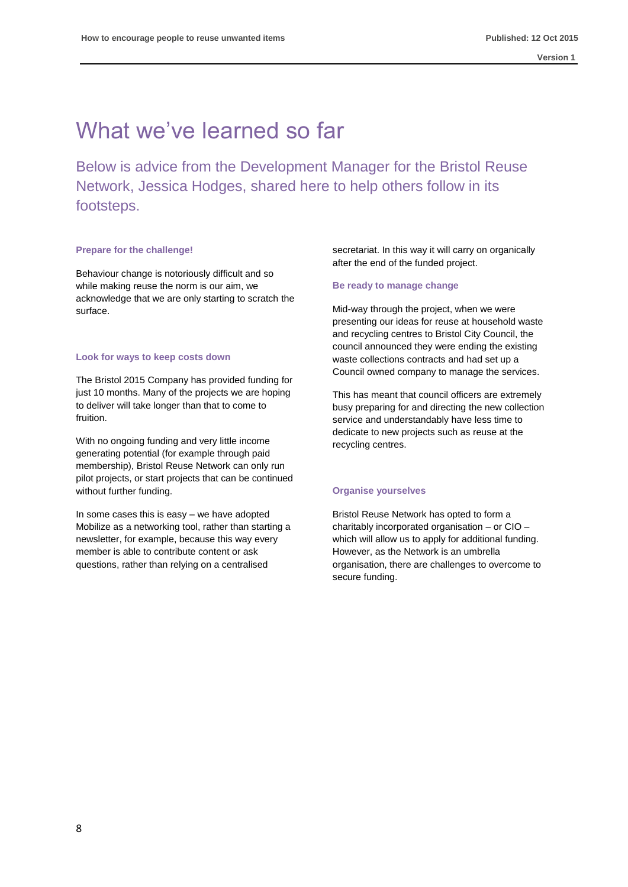# What we've learned so far

Below is advice from the Development Manager for the Bristol Reuse Network, Jessica Hodges, shared here to help others follow in its footsteps.

### Prepare for the challenge!

Behaviour change is notoriously difficult and so while making reuse the norm is our aim, we acknowledge that we are only starting to scratch the surface.

### Look for ways to keep costs down

The Bristol 2015 Company has provided funding for just 10 months. Many of the projects we are hoping to deliver will take longer than that to come to fruition.

With no ongoing funding and very little income generating potential (for example through paid membership), Bristol Reuse Network can only run pilot projects, or start projects that can be continued without further funding.

In some cases this is easy – we have adopted Mobilize as a networking tool, rather than starting a newsletter, for example, because this way every member is able to contribute content or ask questions, rather than relying on a centralised secretariat. In this way it will carry on organically after the end of the funded project.

### Be ready to manage change

Mid-way through the project, when we were presenting our ideas for reuse at household waste and recycling centres to Bristol City Council, the council announced they were ending the existing waste collections contracts and had set up a Council owned company to manage the services.

This has meant that council officers are extremely busy preparing for and directing the new collection service and understandably have less time to dedicate to new projects such as reuse at the recycling centres.

### Organise yourselves

Bristol Reuse Network has opted to form a charitably incorporated organisation – or CIO – which will allow us to apply for additional funding. However, as the Network is an umbrella organisation, there are challenges to overcome to secure funding.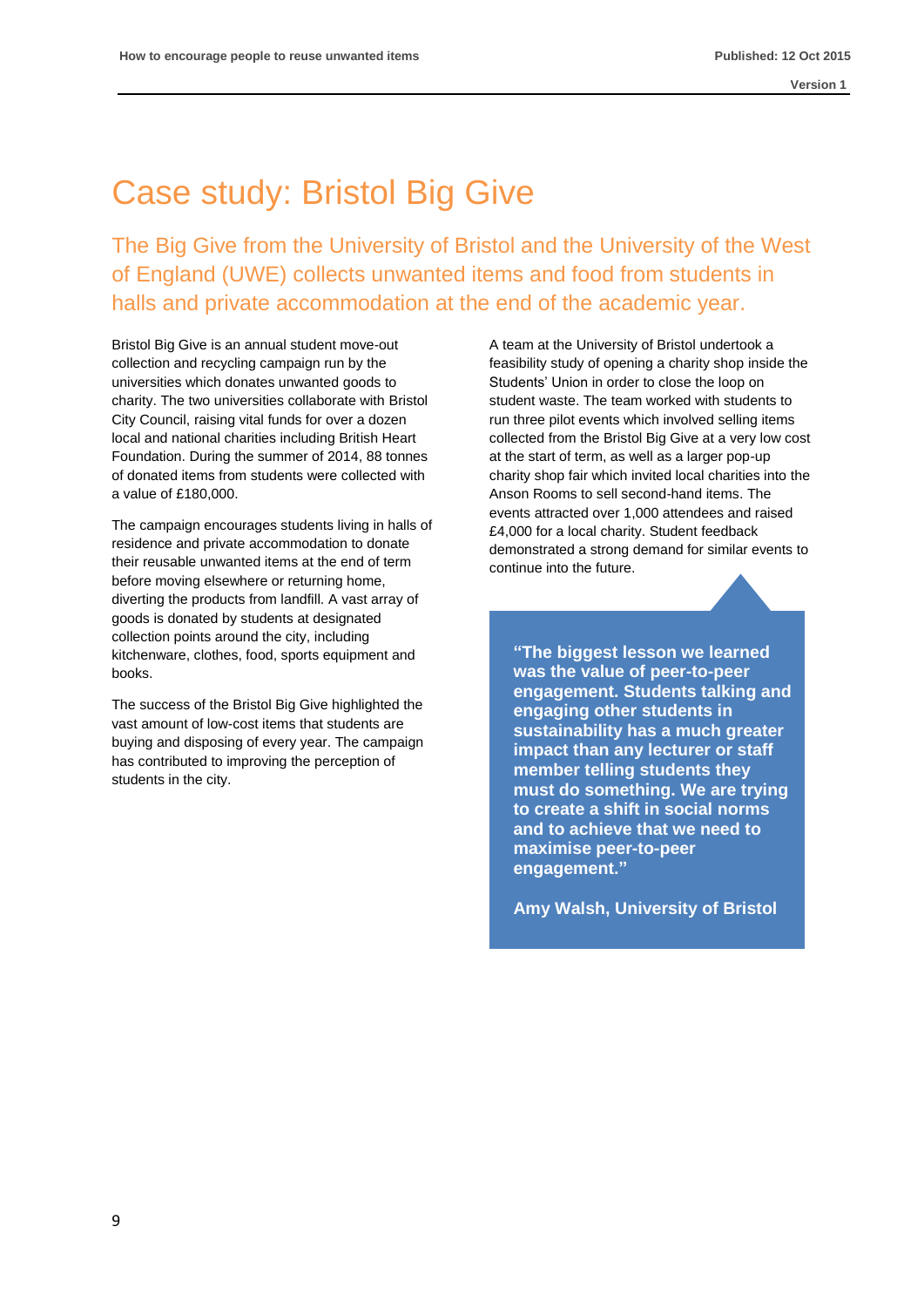# Case study: Bristol Big Give

## The Big Give from the University of Bristol and the University of the West of England (UWE) collects unwanted items and food from students in halls and private accommodation at the end of the academic year.

Bristol Big Give is an annual student move-out collection and recycling campaign run by the universities which donates unwanted goods to charity. The two universities collaborate with Bristol City Council, raising vital funds for over a dozen local and national charities including British Heart Foundation. During the summer of 2014, 88 tonnes of donated items from students were collected with a value of £180,000.

The campaign encourages students living in halls of residence and private accommodation to donate their reusable unwanted items at the end of term before moving elsewhere or returning home, diverting the products from landfill. A vast array of goods is donated by students at designated collection points around the city, including kitchenware, clothes, food, sports equipment and books.

The success of the Bristol Big Give highlighted the vast amount of low-cost items that students are buying and disposing of every year. The campaign has contributed to improving the perception of students in the city.

A team at the University of Bristol undertook a feasibility study of opening a charity shop inside the Students' Union in order to close the loop on student waste. The team worked with students to run three pilot events which involved selling items collected from the Bristol Big Give at a very low cost at the start of term, as well as a larger pop-up charity shop fair which invited local charities into the Anson Rooms to sell second-hand items. The events attracted over 1,000 attendees and raised £4,000 for a local charity. Student feedback demonstrated a strong demand for similar events to continue into the future.

> **"The biggest lesson we learned was the value of peer-to-peer engagement. Students talking and engaging other students in sustainability has a much greater impact than any lecturer or staff member telling students they must do something. We are trying to create a shift in social norms and to achieve that we need to maximise peer-to-peer engagement."**
>
> **Amy Walsh, University of Bristol**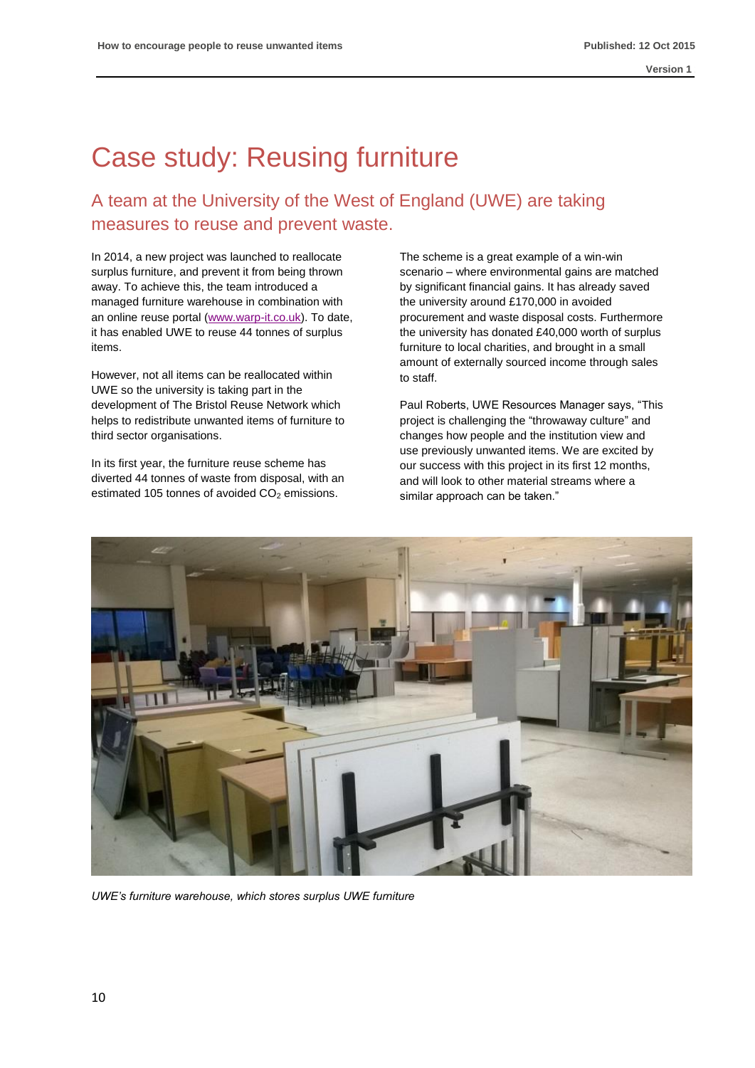# Case study: Reusing furniture

## A team at the University of the West of England (UWE) are taking measures to reuse and prevent waste.

In 2014, a new project was launched to reallocate surplus furniture, and prevent it from being thrown away. To achieve this, the team introduced a managed furniture warehouse in combination with an online reuse portal (www.warp-it.co.uk). To date, it has enabled UWE to reuse 44 tonnes of surplus items.

However, not all items can be reallocated within UWE so the university is taking part in the development of The Bristol Reuse Network which helps to redistribute unwanted items of furniture to third sector organisations.

In its first year, the furniture reuse scheme has diverted 44 tonnes of waste from disposal, with an estimated 105 tonnes of avoided $CO_2$ emissions.

The scheme is a great example of a win-win scenario – where environmental gains are matched by significant financial gains. It has already saved the university around £170,000 in avoided procurement and waste disposal costs. Furthermore the university has donated £40,000 worth of surplus furniture to local charities, and brought in a small amount of externally sourced income through sales to staff.

Paul Roberts, UWE Resources Manager says, "This project is challenging the "throwaway culture" and changes how people and the institution view and use previously unwanted items. We are excited by our success with this project in its first 12 months, and will look to other material streams where a similar approach can be taken."

*UWE's furniture warehouse, which stores surplus UWE furniture*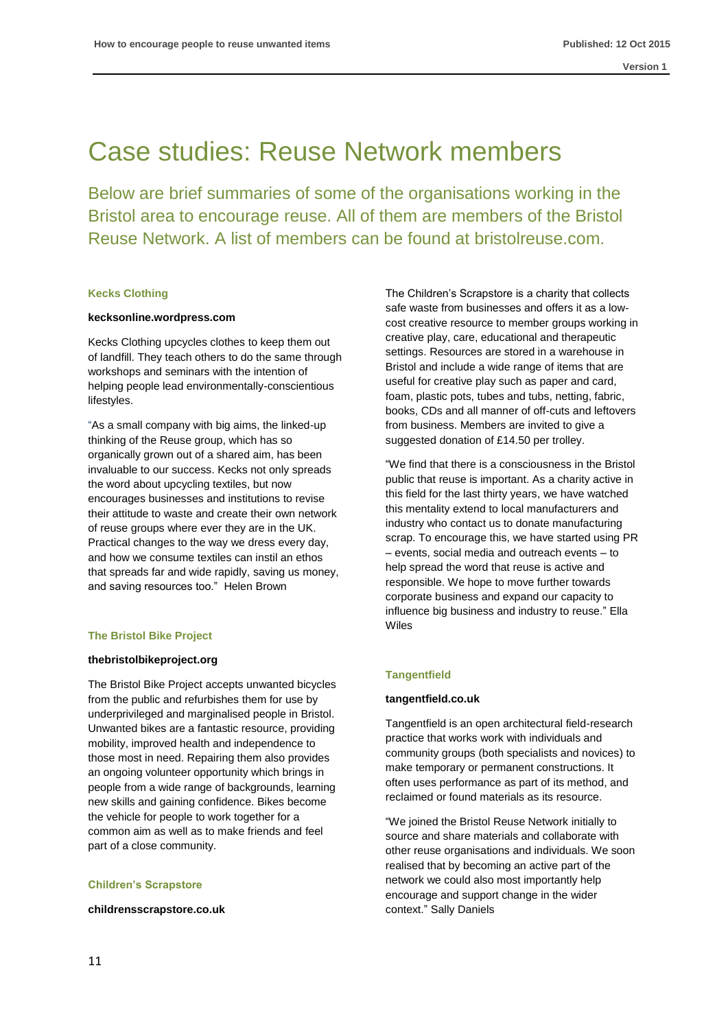# Case studies: Reuse Network members

Below are brief summaries of some of the organisations working in the Bristol area to encourage reuse. All of them are members of the Bristol Reuse Network. A list of members can be found at bristolreuse.com.

### Kecks Clothing

**kecksonline.wordpress.com**

Kecks Clothing upcycles clothes to keep them out of landfill. They teach others to do the same through workshops and seminars with the intention of helping people lead environmentally-conscientious lifestyles.

"As a small company with big aims, the linked-up thinking of the Reuse group, which has so organically grown out of a shared aim, has been invaluable to our success. Kecks not only spreads the word about upcycling textiles, but now encourages businesses and institutions to revise their attitude to waste and create their own network of reuse groups where ever they are in the UK. Practical changes to the way we dress every day, and how we consume textiles can instil an ethos that spreads far and wide rapidly, saving us money, and saving resources too." Helen Brown

### The Bristol Bike Project

**thebristolbikeproject.org**

The Bristol Bike Project accepts unwanted bicycles from the public and refurbishes them for use by underprivileged and marginalised people in Bristol. Unwanted bikes are a fantastic resource, providing mobility, improved health and independence to those most in need. Repairing them also provides an ongoing volunteer opportunity which brings in people from a wide range of backgrounds, learning new skills and gaining confidence. Bikes become the vehicle for people to work together for a common aim as well as to make friends and feel part of a close community.

### Children's Scrapstore

**childrensscrapstore.co.uk**

The Children's Scrapstore is a charity that collects safe waste from businesses and offers it as a low-cost creative resource to member groups working in creative play, care, educational and therapeutic settings. Resources are stored in a warehouse in Bristol and include a wide range of items that are useful for creative play such as paper and card, foam, plastic pots, tubes and tubs, netting, fabric, books, CDs and all manner of off-cuts and leftovers from business. Members are invited to give a suggested donation of £14.50 per trolley.

"We find that there is a consciousness in the Bristol public that reuse is important. As a charity active in this field for the last thirty years, we have watched this mentality extend to local manufacturers and industry who contact us to donate manufacturing scrap. To encourage this, we have started using PR – events, social media and outreach events – to help spread the word that reuse is active and responsible. We hope to move further towards corporate business and expand our capacity to influence big business and industry to reuse." Ella Wiles

### Tangentfield

**tangentfield.co.uk**

Tangentfield is an open architectural field-research practice that works work with individuals and community groups (both specialists and novices) to make temporary or permanent constructions. It often uses performance as part of its method, and reclaimed or found materials as its resource.

"We joined the Bristol Reuse Network initially to source and share materials and collaborate with other reuse organisations and individuals. We soon realised that by becoming an active part of the network we could also most importantly help encourage and support change in the wider context." Sally Daniels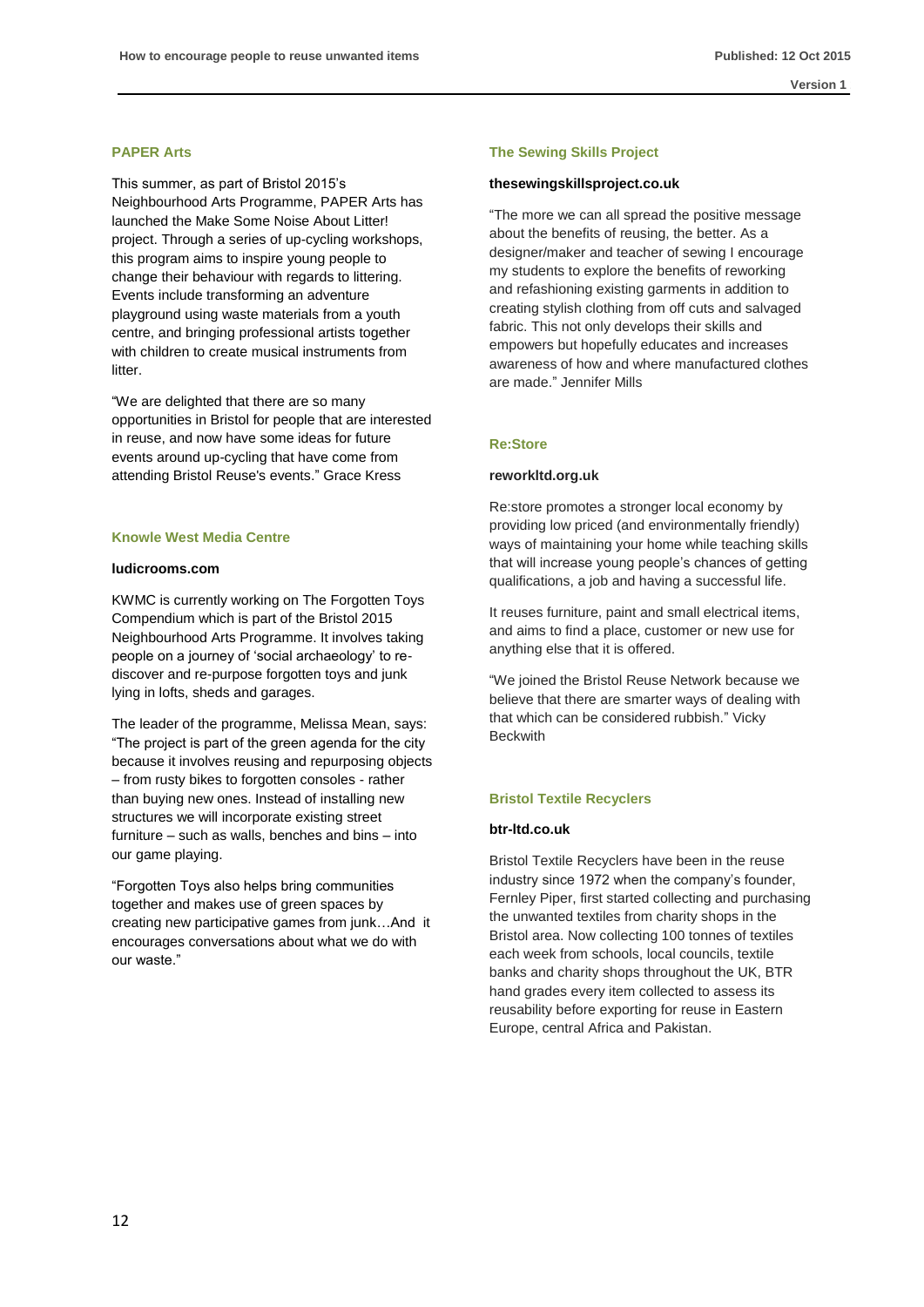### PAPER Arts

This summer, as part of Bristol 2015's Neighbourhood Arts Programme, PAPER Arts has launched the Make Some Noise About Litter! project. Through a series of up-cycling workshops, this program aims to inspire young people to change their behaviour with regards to littering. Events include transforming an adventure playground using waste materials from a youth centre, and bringing professional artists together with children to create musical instruments from litter.

"We are delighted that there are so many opportunities in Bristol for people that are interested in reuse, and now have some ideas for future events around up-cycling that have come from attending Bristol Reuse's events." Grace Kress

### Knowle West Media Centre

**ludicrooms.com**

KWMC is currently working on The Forgotten Toys Compendium which is part of the Bristol 2015 Neighbourhood Arts Programme. It involves taking people on a journey of 'social archaeology' to re-discover and re-purpose forgotten toys and junk lying in lofts, sheds and garages.

The leader of the programme, Melissa Mean, says: "The project is part of the green agenda for the city because it involves reusing and repurposing objects – from rusty bikes to forgotten consoles - rather than buying new ones. Instead of installing new structures we will incorporate existing street furniture – such as walls, benches and bins – into our game playing.

"Forgotten Toys also helps bring communities together and makes use of green spaces by creating new participative games from junk…And it encourages conversations about what we do with our waste."

### The Sewing Skills Project

**thesewingskillsproject.co.uk**

"The more we can all spread the positive message about the benefits of reusing, the better. As a designer/maker and teacher of sewing I encourage my students to explore the benefits of reworking and refashioning existing garments in addition to creating stylish clothing from off cuts and salvaged fabric. This not only develops their skills and empowers but hopefully educates and increases awareness of how and where manufactured clothes are made." Jennifer Mills

### Re:Store

**reworkltd.org.uk**

Re:store promotes a stronger local economy by providing low priced (and environmentally friendly) ways of maintaining your home while teaching skills that will increase young people's chances of getting qualifications, a job and having a successful life.

It reuses furniture, paint and small electrical items, and aims to find a place, customer or new use for anything else that it is offered.

"We joined the Bristol Reuse Network because we believe that there are smarter ways of dealing with that which can be considered rubbish." Vicky Beckwith

### Bristol Textile Recyclers

**btr-ltd.co.uk**

Bristol Textile Recyclers have been in the reuse industry since 1972 when the company's founder, Fernley Piper, first started collecting and purchasing the unwanted textiles from charity shops in the Bristol area. Now collecting 100 tonnes of textiles each week from schools, local councils, textile banks and charity shops throughout the UK, BTR hand grades every item collected to assess its reusability before exporting for reuse in Eastern Europe, central Africa and Pakistan.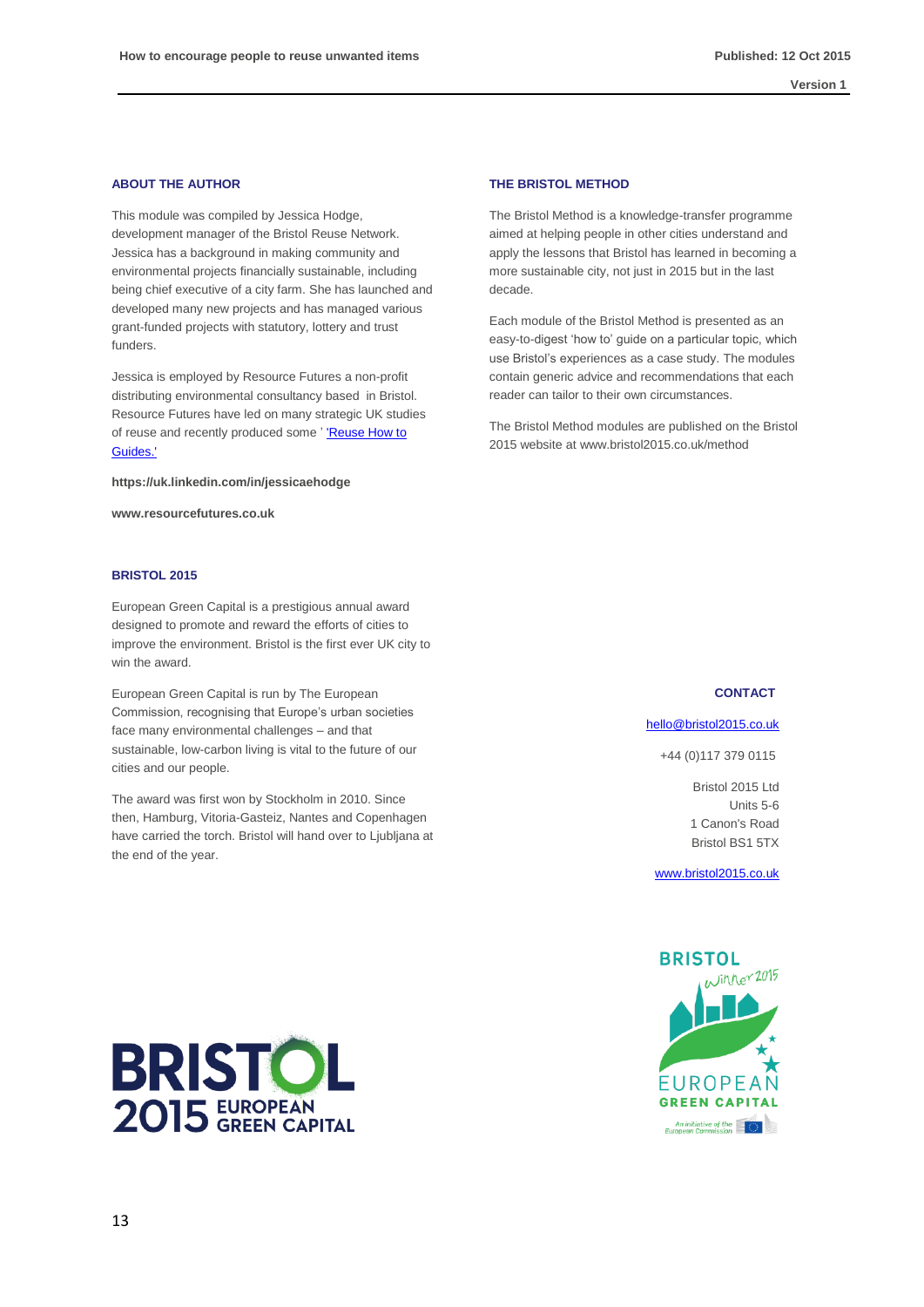## ABOUT THE AUTHOR

This module was compiled by Jessica Hodge, development manager of the Bristol Reuse Network. Jessica has a background in making community and environmental projects financially sustainable, including being chief executive of a city farm. She has launched and developed many new projects and has managed various grant-funded projects with statutory, lottery and trust funders.

Jessica is employed by Resource Futures a non-profit distributing environmental consultancy based in Bristol. Resource Futures have led on many strategic UK studies of reuse and recently produced some ' 'Reuse How to Guides.'

**https://uk.linkedin.com/in/jessicaehodge**

**www.resourcefutures.co.uk**

## BRISTOL 2015

European Green Capital is a prestigious annual award designed to promote and reward the efforts of cities to improve the environment. Bristol is the first ever UK city to win the award.

European Green Capital is run by The European Commission, recognising that Europe's urban societies face many environmental challenges – and that sustainable, low-carbon living is vital to the future of our cities and our people.

The award was first won by Stockholm in 2010. Since then, Hamburg, Vitoria-Gasteiz, Nantes and Copenhagen have carried the torch. Bristol will hand over to Ljubljana at the end of the year.

## THE BRISTOL METHOD

The Bristol Method is a knowledge-transfer programme aimed at helping people in other cities understand and apply the lessons that Bristol has learned in becoming a more sustainable city, not just in 2015 but in the last decade.

Each module of the Bristol Method is presented as an easy-to-digest 'how to' guide on a particular topic, which use Bristol's experiences as a case study. The modules contain generic advice and recommendations that each reader can tailor to their own circumstances.

The Bristol Method modules are published on the Bristol 2015 website at www.bristol2015.co.uk/method

## CONTACT

hello@bristol2015.co.uk

+44 (0)117 379 0115

Bristol 2015 Ltd
Units 5-6
1 Canon's Road
Bristol BS1 5TX

www.bristol2015.co.uk

BRISTOL 2015 EUROPEAN GREEN CAPITAL

BRISTOL Winner 2015 EUROPEAN GREEN CAPITAL
An initiative of the European Commission